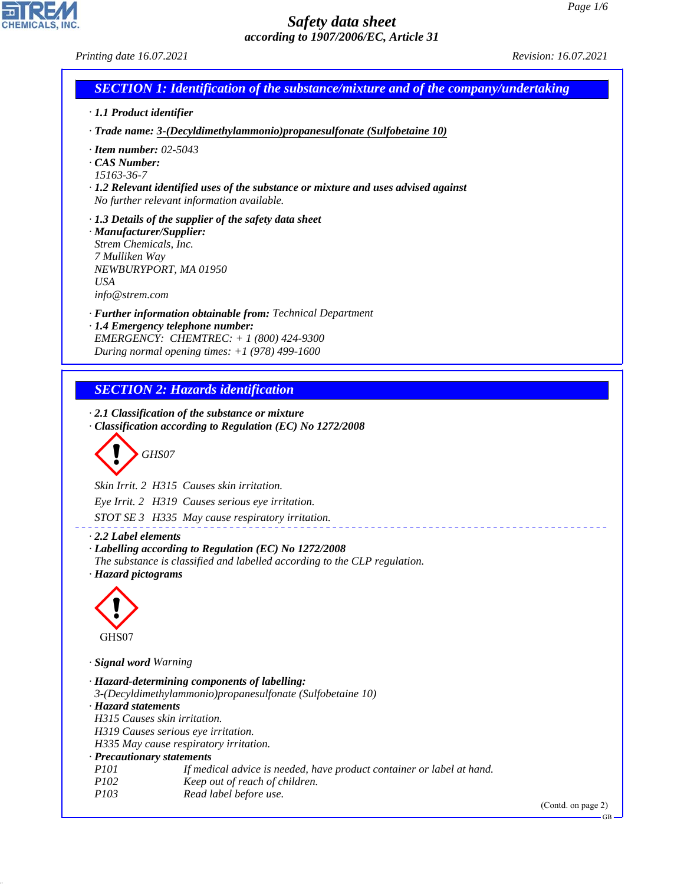# Safety data sheet

*according to 1907/2006/EC, Article 31*

*Printing date 16.07.2021* *Revision: 16.07.2021*

## SECTION 1: Identification of the substance/mixture and of the company/undertaking

· **1.1 Product identifier**

· **Trade name:** 3-(Decyldimethylammonio)propanesulfonate (Sulfobetaine 10)

· **Item number:** 02-5043

· **CAS Number:**
15163-36-7

· **1.2 Relevant identified uses of the substance or mixture and uses advised against**
No further relevant information available.

· **1.3 Details of the supplier of the safety data sheet**

· **Manufacturer/Supplier:**
Strem Chemicals, Inc.
7 Mulliken Way
NEWBURYPORT, MA 01950
USA
info@strem.com

· **Further information obtainable from:** Technical Department

· **1.4 Emergency telephone number:**
EMERGENCY: CHEMTREC: + 1 (800) 424-9300
During normal opening times: +1 (978) 499-1600

## SECTION 2: Hazards identification

· **2.1 Classification of the substance or mixture**

· **Classification according to Regulation (EC) No 1272/2008**

GHS07

Skin Irrit. 2 H315 Causes skin irritation.

Eye Irrit. 2 H319 Causes serious eye irritation.

STOT SE 3 H335 May cause respiratory irritation.

· **2.2 Label elements**

· **Labelling according to Regulation (EC) No 1272/2008**
The substance is classified and labelled according to the CLP regulation.

· **Hazard pictograms**

GHS07

· **Signal word** Warning

· **Hazard-determining components of labelling:**
3-(Decyldimethylammonio)propanesulfonate (Sulfobetaine 10)

· **Hazard statements**
H315 Causes skin irritation.
H319 Causes serious eye irritation.
H335 May cause respiratory irritation.

· **Precautionary statements**

| | |
|---|---|
| P101 | If medical advice is needed, have product container or label at hand. |
| P102 | Keep out of reach of children. |
| P103 | Read label before use. |

(Contd. on page 2)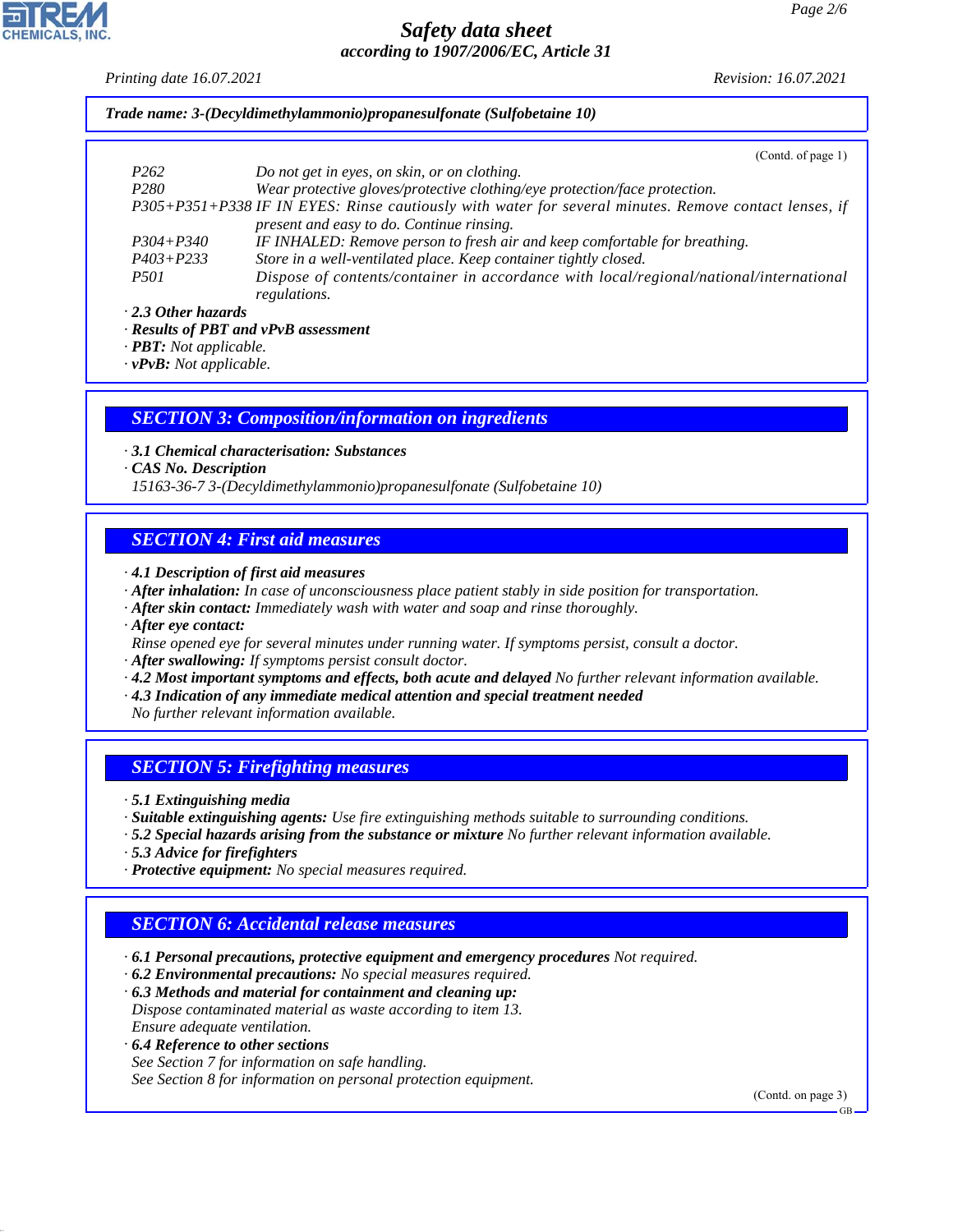**Trade name: 3-(Decyldimethylammonio)propanesulfonate (Sulfobetaine 10)**

(Contd. of page 1)

| | |
|---|---|
| P262 | Do not get in eyes, on skin, or on clothing. |
| P280 | Wear protective gloves/protective clothing/eye protection/face protection. |
| P305+P351+P338 | IF IN EYES: Rinse cautiously with water for several minutes. Remove contact lenses, if present and easy to do. Continue rinsing. |
| P304+P340 | IF INHALED: Remove person to fresh air and keep comfortable for breathing. |
| P403+P233 | Store in a well-ventilated place. Keep container tightly closed. |
| P501 | Dispose of contents/container in accordance with local/regional/national/international regulations. |

· **2.3 Other hazards**
· **Results of PBT and vPvB assessment**
· **PBT:** Not applicable.
· **vPvB:** Not applicable.

## SECTION 3: Composition/information on ingredients

· **3.1 Chemical characterisation: Substances**
· **CAS No. Description**
15163-36-7 3-(Decyldimethylammonio)propanesulfonate (Sulfobetaine 10)

## SECTION 4: First aid measures

· **4.1 Description of first aid measures**
· **After inhalation:** In case of unconsciousness place patient stably in side position for transportation.
· **After skin contact:** Immediately wash with water and soap and rinse thoroughly.
· **After eye contact:**
Rinse opened eye for several minutes under running water. If symptoms persist, consult a doctor.
· **After swallowing:** If symptoms persist consult doctor.
· **4.2 Most important symptoms and effects, both acute and delayed** No further relevant information available.
· **4.3 Indication of any immediate medical attention and special treatment needed**
No further relevant information available.

## SECTION 5: Firefighting measures

· **5.1 Extinguishing media**
· **Suitable extinguishing agents:** Use fire extinguishing methods suitable to surrounding conditions.
· **5.2 Special hazards arising from the substance or mixture** No further relevant information available.
· **5.3 Advice for firefighters**
· **Protective equipment:** No special measures required.

## SECTION 6: Accidental release measures

· **6.1 Personal precautions, protective equipment and emergency procedures** Not required.
· **6.2 Environmental precautions:** No special measures required.
· **6.3 Methods and material for containment and cleaning up:**
Dispose contaminated material as waste according to item 13.
Ensure adequate ventilation.
· **6.4 Reference to other sections**
See Section 7 for information on safe handling.
See Section 8 for information on personal protection equipment.

(Contd. on page 3)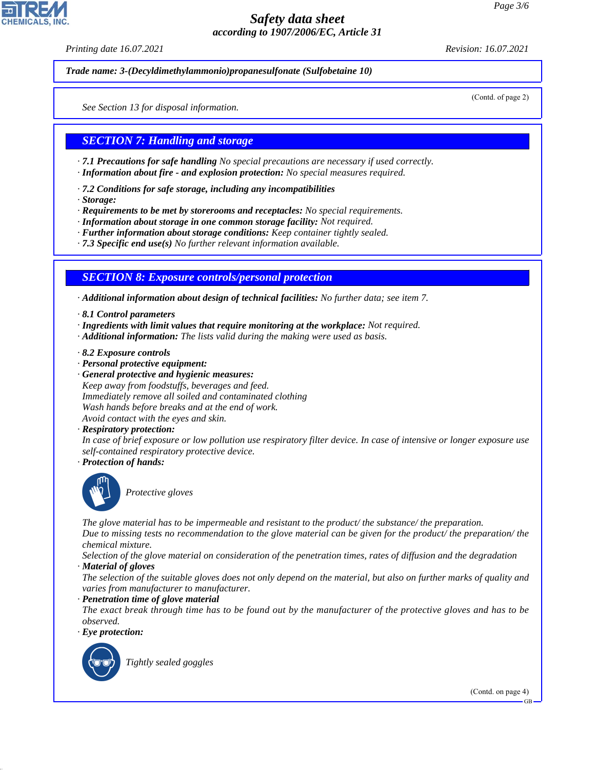Trade name: 3-(Decyldimethylammonio)propanesulfonate (Sulfobetaine 10)

(Contd. of page 2)

See Section 13 for disposal information.

## SECTION 7: Handling and storage

· **7.1 Precautions for safe handling** No special precautions are necessary if used correctly.
· **Information about fire - and explosion protection:** No special measures required.

· **7.2 Conditions for safe storage, including any incompatibilities**
· **Storage:**
· **Requirements to be met by storerooms and receptacles:** No special requirements.
· **Information about storage in one common storage facility:** Not required.
· **Further information about storage conditions:** Keep container tightly sealed.
· **7.3 Specific end use(s)** No further relevant information available.

## SECTION 8: Exposure controls/personal protection

· **Additional information about design of technical facilities:** No further data; see item 7.

· **8.1 Control parameters**
· **Ingredients with limit values that require monitoring at the workplace:** Not required.
· **Additional information:** The lists valid during the making were used as basis.

· **8.2 Exposure controls**
· **Personal protective equipment:**
· **General protective and hygienic measures:**
Keep away from foodstuffs, beverages and feed.
Immediately remove all soiled and contaminated clothing
Wash hands before breaks and at the end of work.
Avoid contact with the eyes and skin.
· **Respiratory protection:**
In case of brief exposure or low pollution use respiratory filter device. In case of intensive or longer exposure use self-contained respiratory protective device.
· **Protection of hands:**

Protective gloves

The glove material has to be impermeable and resistant to the product/ the substance/ the preparation.
Due to missing tests no recommendation to the glove material can be given for the product/ the preparation/ the chemical mixture.
Selection of the glove material on consideration of the penetration times, rates of diffusion and the degradation
· **Material of gloves**
The selection of the suitable gloves does not only depend on the material, but also on further marks of quality and varies from manufacturer to manufacturer.
· **Penetration time of glove material**
The exact break through time has to be found out by the manufacturer of the protective gloves and has to be observed.
· **Eye protection:**

Tightly sealed goggles

(Contd. on page 4)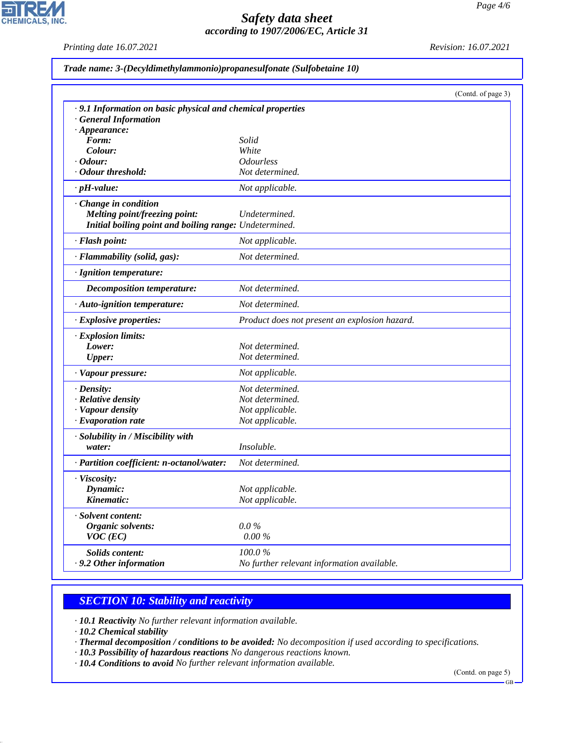**Trade name: 3-(Decyldimethylammonio)propanesulfonate (Sulfobetaine 10)**

(Contd. of page 3)

**· 9.1 Information on basic physical and chemical properties**
**· General Information**
**· Appearance:**

| | |
|---|---|
| **Form:** | Solid |
| **Colour:** | White |
| **· Odour:** | Odourless |
| **· Odour threshold:** | Not determined. |
| **· pH-value:** | Not applicable. |
| **· Change in condition** | |
| **Melting point/freezing point:** | Undetermined. |
| **Initial boiling point and boiling range:** | Undetermined. |
| **· Flash point:** | Not applicable. |
| **· Flammability (solid, gas):** | Not determined. |
| **· Ignition temperature:** | |
| **Decomposition temperature:** | Not determined. |
| **· Auto-ignition temperature:** | Not determined. |
| **· Explosive properties:** | Product does not present an explosion hazard. |
| **· Explosion limits:** | |
| **Lower:** | Not determined. |
| **Upper:** | Not determined. |
| **· Vapour pressure:** | Not applicable. |
| **· Density:** | Not determined. |
| **· Relative density** | Not determined. |
| **· Vapour density** | Not applicable. |
| **· Evaporation rate** | Not applicable. |
| **· Solubility in / Miscibility with** | |
| **water:** | Insoluble. |
| **· Partition coefficient: n-octanol/water:** | Not determined. |
| **· Viscosity:** | |
| **Dynamic:** | Not applicable. |
| **Kinematic:** | Not applicable. |
| **· Solvent content:** | |
| **Organic solvents:** | 0.0 % |
| **VOC (EC)** | 0.00 % |
| **Solids content:** | 100.0 % |
| **· 9.2 Other information** | No further relevant information available. |

## SECTION 10: Stability and reactivity

- **10.1 Reactivity** No further relevant information available.
- **10.2 Chemical stability**
- **Thermal decomposition / conditions to be avoided:** No decomposition if used according to specifications.
- **10.3 Possibility of hazardous reactions** No dangerous reactions known.
- **10.4 Conditions to avoid** No further relevant information available.

(Contd. on page 5)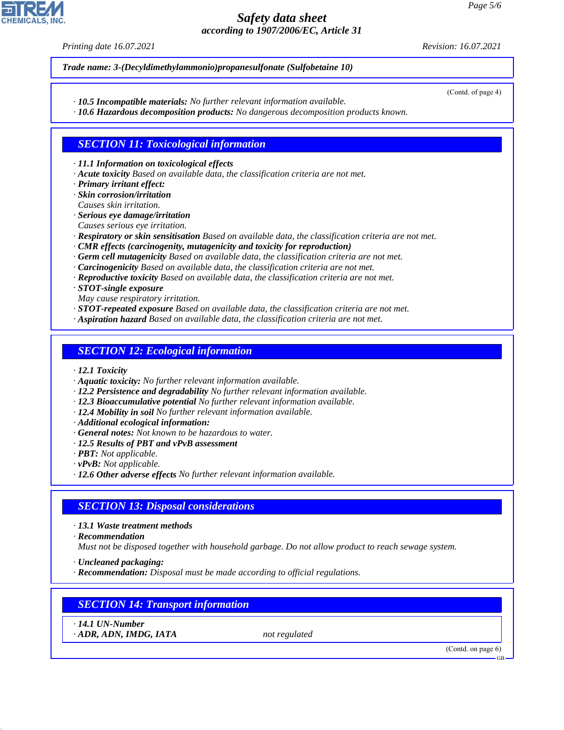**Trade name: 3-(Decyldimethylammonio)propanesulfonate (Sulfobetaine 10)**

(Contd. of page 4)

· **10.5 Incompatible materials:** No further relevant information available.
· **10.6 Hazardous decomposition products:** No dangerous decomposition products known.

## SECTION 11: Toxicological information

· **11.1 Information on toxicological effects**
· **Acute toxicity** Based on available data, the classification criteria are not met.
· **Primary irritant effect:**
· **Skin corrosion/irritation**
Causes skin irritation.
· **Serious eye damage/irritation**
Causes serious eye irritation.
· **Respiratory or skin sensitisation** Based on available data, the classification criteria are not met.
· **CMR effects (carcinogenity, mutagenicity and toxicity for reproduction)**
· **Germ cell mutagenicity** Based on available data, the classification criteria are not met.
· **Carcinogenicity** Based on available data, the classification criteria are not met.
· **Reproductive toxicity** Based on available data, the classification criteria are not met.
· **STOT-single exposure**
May cause respiratory irritation.
· **STOT-repeated exposure** Based on available data, the classification criteria are not met.
· **Aspiration hazard** Based on available data, the classification criteria are not met.

## SECTION 12: Ecological information

· **12.1 Toxicity**
· **Aquatic toxicity:** No further relevant information available.
· **12.2 Persistence and degradability** No further relevant information available.
· **12.3 Bioaccumulative potential** No further relevant information available.
· **12.4 Mobility in soil** No further relevant information available.
· **Additional ecological information:**
· **General notes:** Not known to be hazardous to water.
· **12.5 Results of PBT and vPvB assessment**
· **PBT:** Not applicable.
· **vPvB:** Not applicable.
· **12.6 Other adverse effects** No further relevant information available.

## SECTION 13: Disposal considerations

· **13.1 Waste treatment methods**
· **Recommendation**
Must not be disposed together with household garbage. Do not allow product to reach sewage system.

· **Uncleaned packaging:**
· **Recommendation:** Disposal must be made according to official regulations.

## SECTION 14: Transport information

· **14.1 UN-Number**
· **ADR, ADN, IMDG, IATA** not regulated

(Contd. on page 6)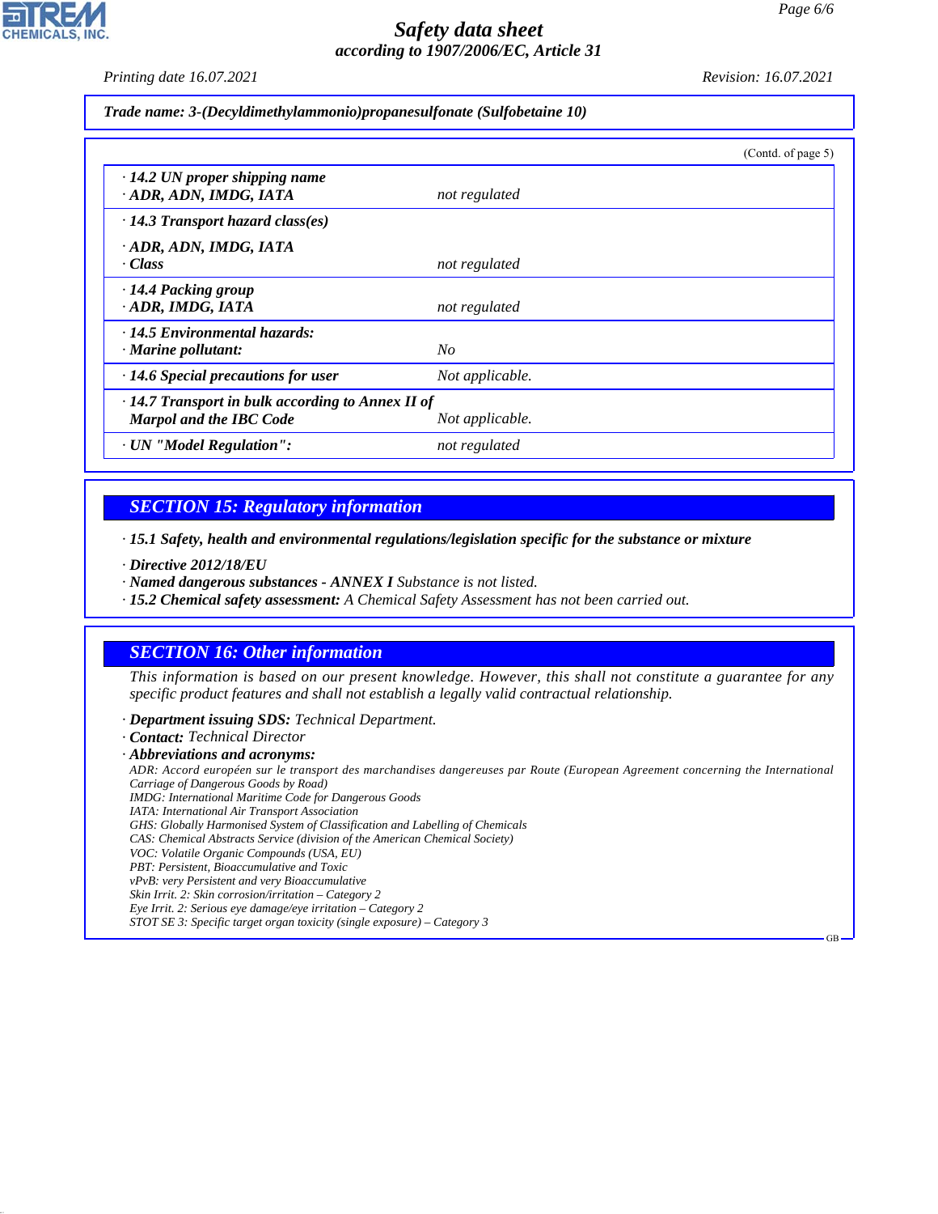Trade name: 3-(Decyldimethylammonio)propanesulfonate (Sulfobetaine 10)

(Contd. of page 5)

| | |
|---|---|
| · **14.2 UN proper shipping name**<br>· **ADR, ADN, IMDG, IATA** | *not regulated* |
| · **14.3 Transport hazard class(es)**<br>· **ADR, ADN, IMDG, IATA**<br>· **Class** | *not regulated* |
| · **14.4 Packing group**<br>· **ADR, IMDG, IATA** | *not regulated* |
| · **14.5 Environmental hazards:**<br>· **Marine pollutant:** | *No* |
| · **14.6 Special precautions for user** | *Not applicable.* |
| · **14.7 Transport in bulk according to Annex II of Marpol and the IBC Code** | *Not applicable.* |
| · **UN "Model Regulation":** | *not regulated* |

## SECTION 15: Regulatory information

· **15.1 Safety, health and environmental regulations/legislation specific for the substance or mixture**

· **Directive 2012/18/EU**
· **Named dangerous substances - ANNEX I** Substance is not listed.
· **15.2 Chemical safety assessment:** A Chemical Safety Assessment has not been carried out.

## SECTION 16: Other information

This information is based on our present knowledge. However, this shall not constitute a guarantee for any specific product features and shall not establish a legally valid contractual relationship.

· **Department issuing SDS:** Technical Department.
· **Contact:** Technical Director
· **Abbreviations and acronyms:**
ADR: Accord européen sur le transport des marchandises dangereuses par Route (European Agreement concerning the International Carriage of Dangerous Goods by Road)
IMDG: International Maritime Code for Dangerous Goods
IATA: International Air Transport Association
GHS: Globally Harmonised System of Classification and Labelling of Chemicals
CAS: Chemical Abstracts Service (division of the American Chemical Society)
VOC: Volatile Organic Compounds (USA, EU)
PBT: Persistent, Bioaccumulative and Toxic
vPvB: very Persistent and very Bioaccumulative
Skin Irrit. 2: Skin corrosion/irritation – Category 2
Eye Irrit. 2: Serious eye damage/eye irritation – Category 2
STOT SE 3: Specific target organ toxicity (single exposure) – Category 3